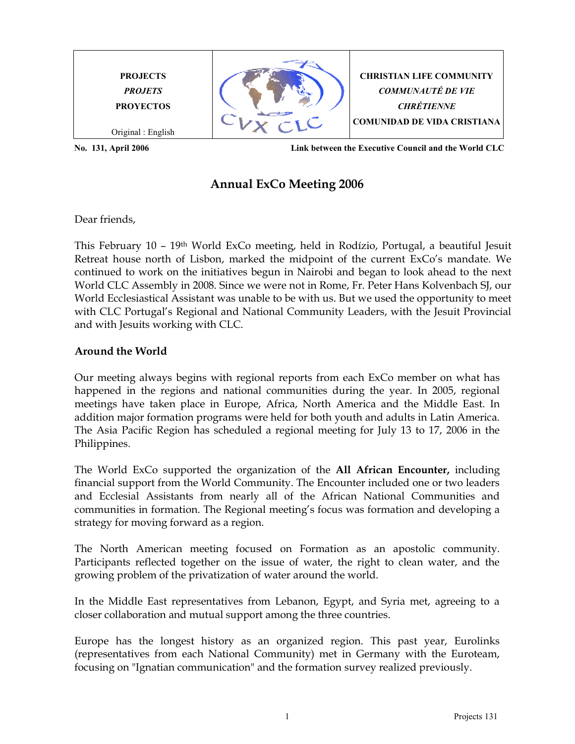| PROJECTS<br>*PROJETS*<br>PROYECTOS<br><br>Original : English | | CHRISTIAN LIFE COMMUNITY<br>*COMMUNAUTÉ DE VIE CHRÉTIENNE*<br>COMUNIDAD DE VIDA CRISTIANA |
|---|---|---|

**No. 131, April 2006** **Link between the Executive Council and the World CLC**

# Annual ExCo Meeting 2006

Dear friends,

This February 10 – 19th World ExCo meeting, held in Rodízio, Portugal, a beautiful Jesuit Retreat house north of Lisbon, marked the midpoint of the current ExCo's mandate. We continued to work on the initiatives begun in Nairobi and began to look ahead to the next World CLC Assembly in 2008. Since we were not in Rome, Fr. Peter Hans Kolvenbach SJ, our World Ecclesiastical Assistant was unable to be with us. But we used the opportunity to meet with CLC Portugal's Regional and National Community Leaders, with the Jesuit Provincial and with Jesuits working with CLC.

## Around the World

Our meeting always begins with regional reports from each ExCo member on what has happened in the regions and national communities during the year. In 2005, regional meetings have taken place in Europe, Africa, North America and the Middle East. In addition major formation programs were held for both youth and adults in Latin America. The Asia Pacific Region has scheduled a regional meeting for July 13 to 17, 2006 in the Philippines.

The World ExCo supported the organization of the **All African Encounter,** including financial support from the World Community. The Encounter included one or two leaders and Ecclesial Assistants from nearly all of the African National Communities and communities in formation. The Regional meeting's focus was formation and developing a strategy for moving forward as a region.

The North American meeting focused on Formation as an apostolic community. Participants reflected together on the issue of water, the right to clean water, and the growing problem of the privatization of water around the world.

In the Middle East representatives from Lebanon, Egypt, and Syria met, agreeing to a closer collaboration and mutual support among the three countries.

Europe has the longest history as an organized region. This past year, Eurolinks (representatives from each National Community) met in Germany with the Euroteam, focusing on "Ignatian communication" and the formation survey realized previously.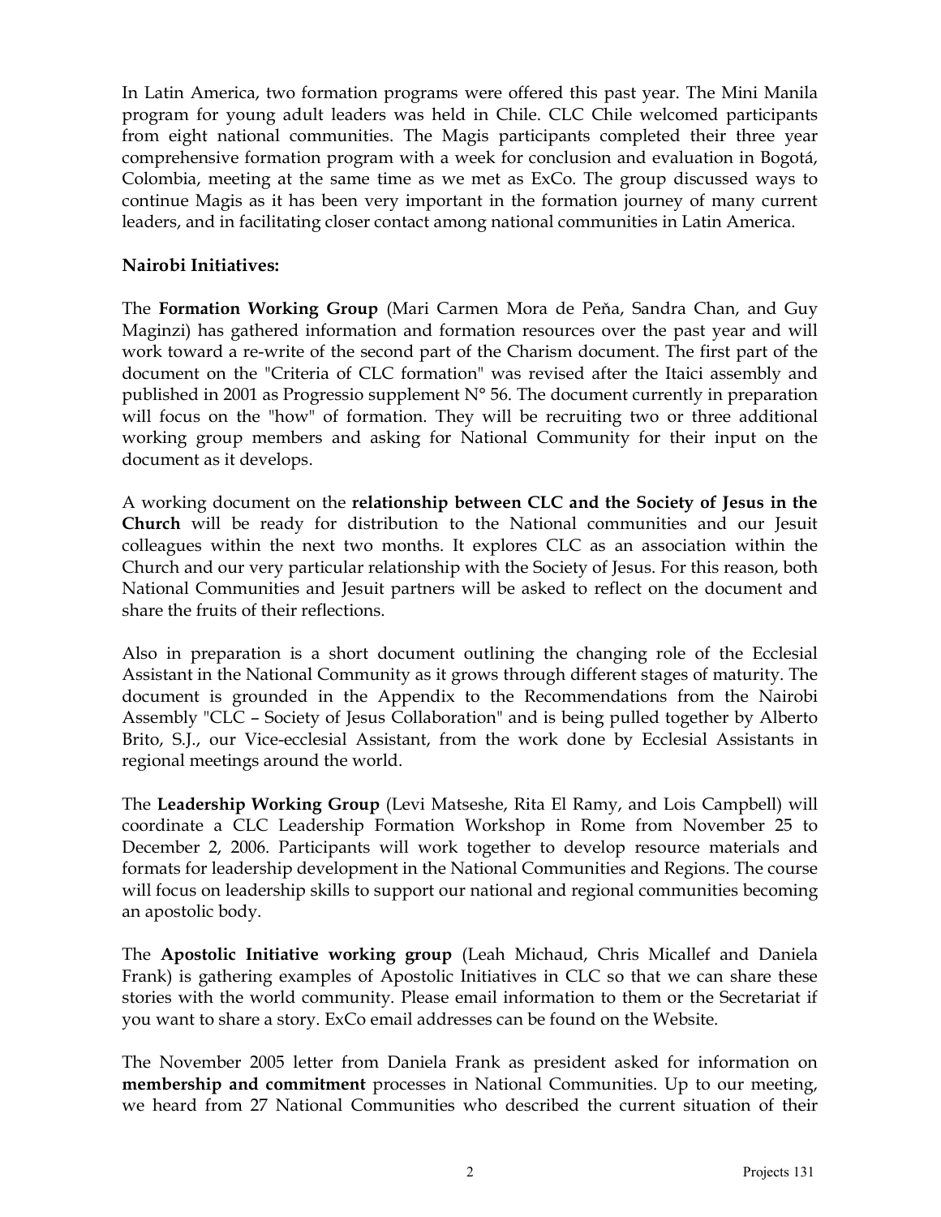In Latin America, two formation programs were offered this past year. The Mini Manila program for young adult leaders was held in Chile. CLC Chile welcomed participants from eight national communities. The Magis participants completed their three year comprehensive formation program with a week for conclusion and evaluation in Bogotá, Colombia, meeting at the same time as we met as ExCo. The group discussed ways to continue Magis as it has been very important in the formation journey of many current leaders, and in facilitating closer contact among national communities in Latin America.

**Nairobi Initiatives:**

The **Formation Working Group** (Mari Carmen Mora de Peňa, Sandra Chan, and Guy Maginzi) has gathered information and formation resources over the past year and will work toward a re-write of the second part of the Charism document. The first part of the document on the "Criteria of CLC formation" was revised after the Itaici assembly and published in 2001 as Progressio supplement N° 56. The document currently in preparation will focus on the "how" of formation. They will be recruiting two or three additional working group members and asking for National Community for their input on the document as it develops.

A working document on the **relationship between CLC and the Society of Jesus in the Church** will be ready for distribution to the National communities and our Jesuit colleagues within the next two months. It explores CLC as an association within the Church and our very particular relationship with the Society of Jesus. For this reason, both National Communities and Jesuit partners will be asked to reflect on the document and share the fruits of their reflections.

Also in preparation is a short document outlining the changing role of the Ecclesial Assistant in the National Community as it grows through different stages of maturity. The document is grounded in the Appendix to the Recommendations from the Nairobi Assembly "CLC – Society of Jesus Collaboration" and is being pulled together by Alberto Brito, S.J., our Vice-ecclesial Assistant, from the work done by Ecclesial Assistants in regional meetings around the world.

The **Leadership Working Group** (Levi Matseshe, Rita El Ramy, and Lois Campbell) will coordinate a CLC Leadership Formation Workshop in Rome from November 25 to December 2, 2006. Participants will work together to develop resource materials and formats for leadership development in the National Communities and Regions. The course will focus on leadership skills to support our national and regional communities becoming an apostolic body.

The **Apostolic Initiative working group** (Leah Michaud, Chris Micallef and Daniela Frank) is gathering examples of Apostolic Initiatives in CLC so that we can share these stories with the world community. Please email information to them or the Secretariat if you want to share a story. ExCo email addresses can be found on the Website.

The November 2005 letter from Daniela Frank as president asked for information on **membership and commitment** processes in National Communities. Up to our meeting, we heard from 27 National Communities who described the current situation of their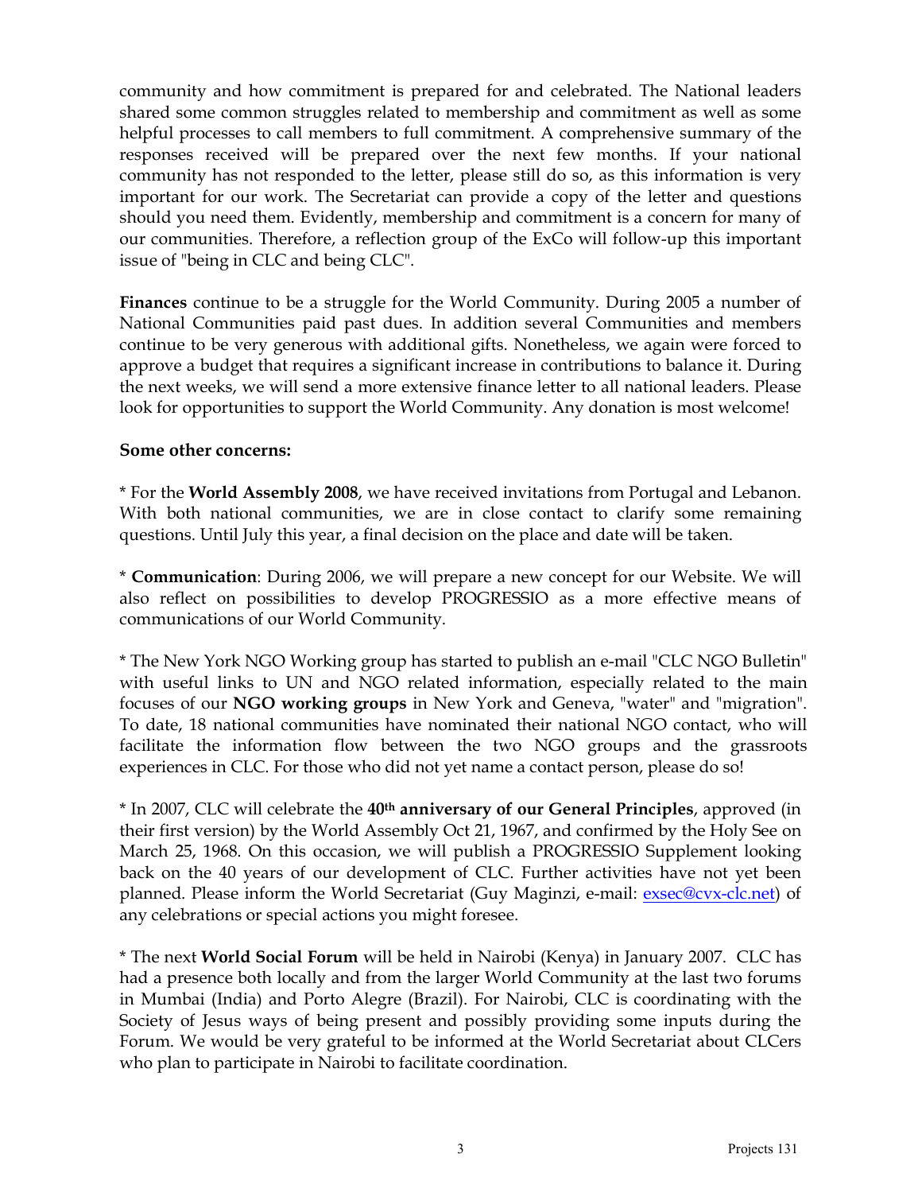community and how commitment is prepared for and celebrated. The National leaders shared some common struggles related to membership and commitment as well as some helpful processes to call members to full commitment. A comprehensive summary of the responses received will be prepared over the next few months. If your national community has not responded to the letter, please still do so, as this information is very important for our work. The Secretariat can provide a copy of the letter and questions should you need them. Evidently, membership and commitment is a concern for many of our communities. Therefore, a reflection group of the ExCo will follow-up this important issue of "being in CLC and being CLC".

**Finances** continue to be a struggle for the World Community. During 2005 a number of National Communities paid past dues. In addition several Communities and members continue to be very generous with additional gifts. Nonetheless, we again were forced to approve a budget that requires a significant increase in contributions to balance it. During the next weeks, we will send a more extensive finance letter to all national leaders. Please look for opportunities to support the World Community. Any donation is most welcome!

**Some other concerns:**

* For the **World Assembly 2008**, we have received invitations from Portugal and Lebanon. With both national communities, we are in close contact to clarify some remaining questions. Until July this year, a final decision on the place and date will be taken.

* **Communication**: During 2006, we will prepare a new concept for our Website. We will also reflect on possibilities to develop PROGRESSIO as a more effective means of communications of our World Community.

* The New York NGO Working group has started to publish an e-mail "CLC NGO Bulletin" with useful links to UN and NGO related information, especially related to the main focuses of our **NGO working groups** in New York and Geneva, "water" and "migration". To date, 18 national communities have nominated their national NGO contact, who will facilitate the information flow between the two NGO groups and the grassroots experiences in CLC. For those who did not yet name a contact person, please do so!

* In 2007, CLC will celebrate the **40th anniversary of our General Principles**, approved (in their first version) by the World Assembly Oct 21, 1967, and confirmed by the Holy See on March 25, 1968. On this occasion, we will publish a PROGRESSIO Supplement looking back on the 40 years of our development of CLC. Further activities have not yet been planned. Please inform the World Secretariat (Guy Maginzi, e-mail: exsec@cvx-clc.net) of any celebrations or special actions you might foresee.

* The next **World Social Forum** will be held in Nairobi (Kenya) in January 2007. CLC has had a presence both locally and from the larger World Community at the last two forums in Mumbai (India) and Porto Alegre (Brazil). For Nairobi, CLC is coordinating with the Society of Jesus ways of being present and possibly providing some inputs during the Forum. We would be very grateful to be informed at the World Secretariat about CLCers who plan to participate in Nairobi to facilitate coordination.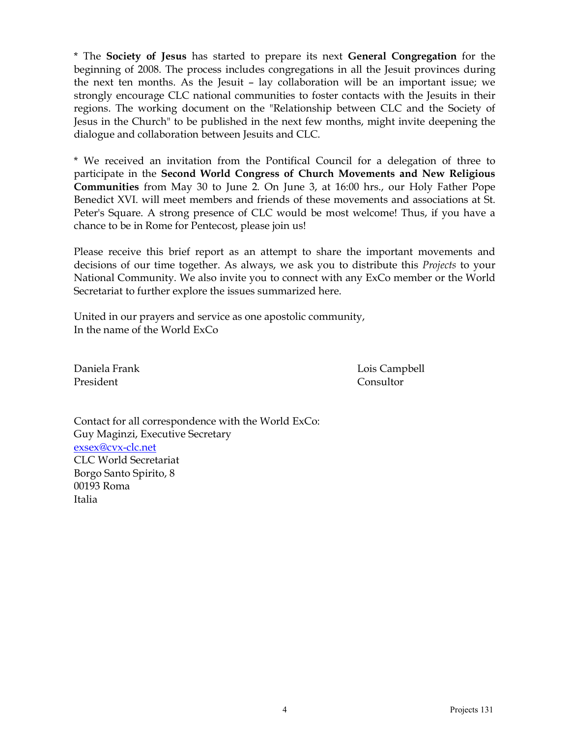* The **Society of Jesus** has started to prepare its next **General Congregation** for the beginning of 2008. The process includes congregations in all the Jesuit provinces during the next ten months. As the Jesuit – lay collaboration will be an important issue; we strongly encourage CLC national communities to foster contacts with the Jesuits in their regions. The working document on the "Relationship between CLC and the Society of Jesus in the Church" to be published in the next few months, might invite deepening the dialogue and collaboration between Jesuits and CLC.

* We received an invitation from the Pontifical Council for a delegation of three to participate in the **Second World Congress of Church Movements and New Religious Communities** from May 30 to June 2. On June 3, at 16:00 hrs., our Holy Father Pope Benedict XVI. will meet members and friends of these movements and associations at St. Peter's Square. A strong presence of CLC would be most welcome! Thus, if you have a chance to be in Rome for Pentecost, please join us!

Please receive this brief report as an attempt to share the important movements and decisions of our time together. As always, we ask you to distribute this *Projects* to your National Community. We also invite you to connect with any ExCo member or the World Secretariat to further explore the issues summarized here.

United in our prayers and service as one apostolic community,
In the name of the World ExCo

Daniela Frank
President

Lois Campbell
Consultor

Contact for all correspondence with the World ExCo:
Guy Maginzi, Executive Secretary
exsex@cvx-clc.net
CLC World Secretariat
Borgo Santo Spirito, 8
00193 Roma
Italia